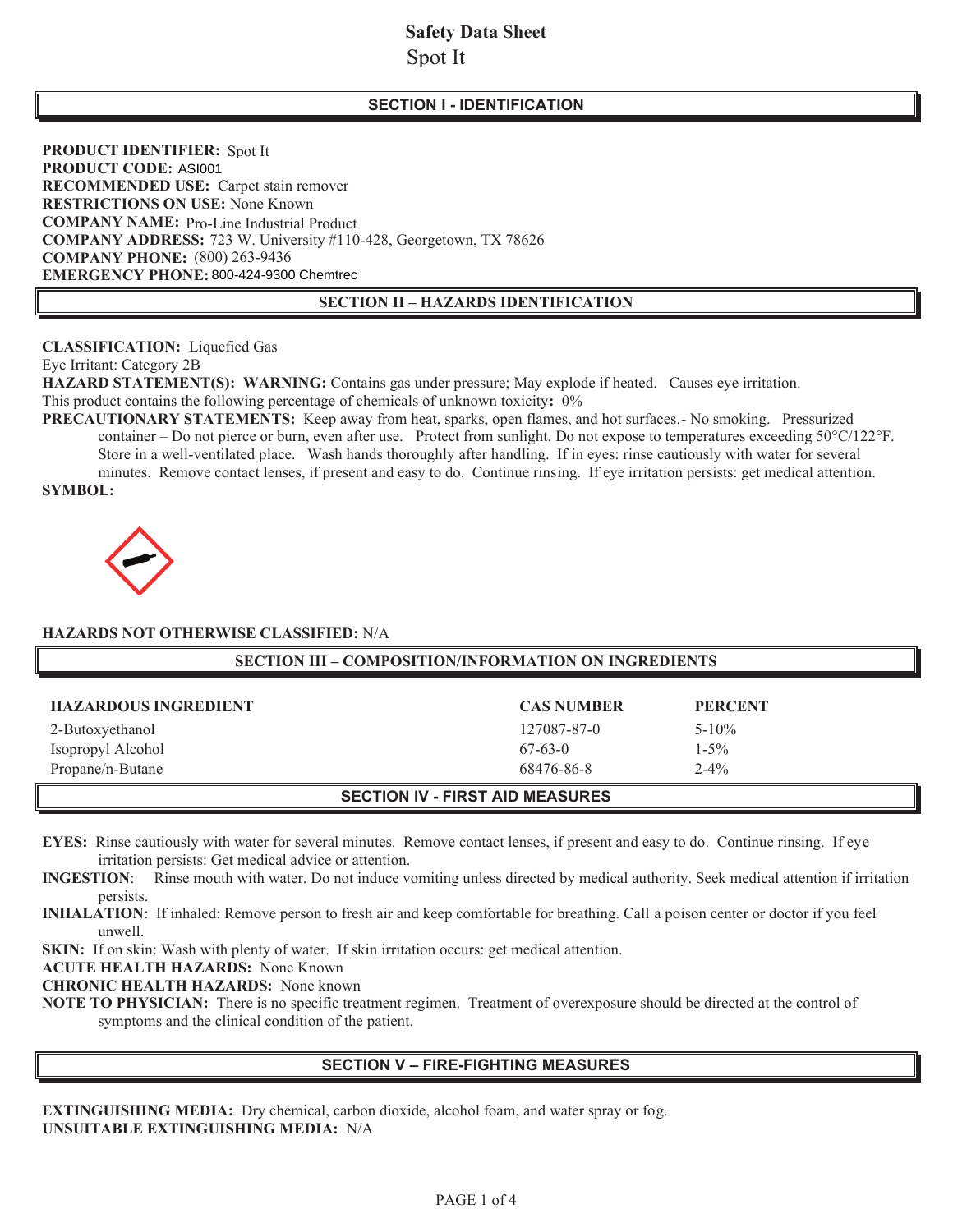# Safety Data Sheet

Spot It

## SECTION I - IDENTIFICATION

**PRODUCT IDENTIFIER:** Spot It
**PRODUCT CODE:** ASI001
**RECOMMENDED USE:** Carpet stain remover
**RESTRICTIONS ON USE:** None Known
**COMPANY NAME:** Pro-Line Industrial Product
**COMPANY ADDRESS:** 723 W. University #110-428, Georgetown, TX 78626
**COMPANY PHONE:** (800) 263-9436
**EMERGENCY PHONE:** 800-424-9300 Chemtrec

## SECTION II – HAZARDS IDENTIFICATION

**CLASSIFICATION:** Liquefied Gas
Eye Irritant: Category 2B
**HAZARD STATEMENT(S): WARNING:** Contains gas under pressure; May explode if heated. Causes eye irritation.
This product contains the following percentage of chemicals of unknown toxicity**:** 0%
**PRECAUTIONARY STATEMENTS:** Keep away from heat, sparks, open flames, and hot surfaces.- No smoking. Pressurized container – Do not pierce or burn, even after use. Protect from sunlight. Do not expose to temperatures exceeding 50°C/122°F. Store in a well-ventilated place. Wash hands thoroughly after handling. If in eyes: rinse cautiously with water for several minutes. Remove contact lenses, if present and easy to do. Continue rinsing. If eye irritation persists: get medical attention.
**SYMBOL:**

**HAZARDS NOT OTHERWISE CLASSIFIED:** N/A

## SECTION III – COMPOSITION/INFORMATION ON INGREDIENTS

| HAZARDOUS INGREDIENT | CAS NUMBER | PERCENT |
|---|---|---|
| 2-Butoxyethanol | 127087-87-0 | 5-10% |
| Isopropyl Alcohol | 67-63-0 | 1-5% |
| Propane/n-Butane | 68476-86-8 | 2-4% |

## SECTION IV - FIRST AID MEASURES

**EYES:** Rinse cautiously with water for several minutes. Remove contact lenses, if present and easy to do. Continue rinsing. If eye irritation persists: Get medical advice or attention.
**INGESTION**: Rinse mouth with water. Do not induce vomiting unless directed by medical authority. Seek medical attention if irritation persists.
**INHALATION**: If inhaled: Remove person to fresh air and keep comfortable for breathing. Call a poison center or doctor if you feel unwell.
**SKIN:** If on skin: Wash with plenty of water. If skin irritation occurs: get medical attention.
**ACUTE HEALTH HAZARDS:** None Known
**CHRONIC HEALTH HAZARDS:** None known
**NOTE TO PHYSICIAN:** There is no specific treatment regimen. Treatment of overexposure should be directed at the control of symptoms and the clinical condition of the patient.

## SECTION V – FIRE-FIGHTING MEASURES

**EXTINGUISHING MEDIA:** Dry chemical, carbon dioxide, alcohol foam, and water spray or fog.
**UNSUITABLE EXTINGUISHING MEDIA:** N/A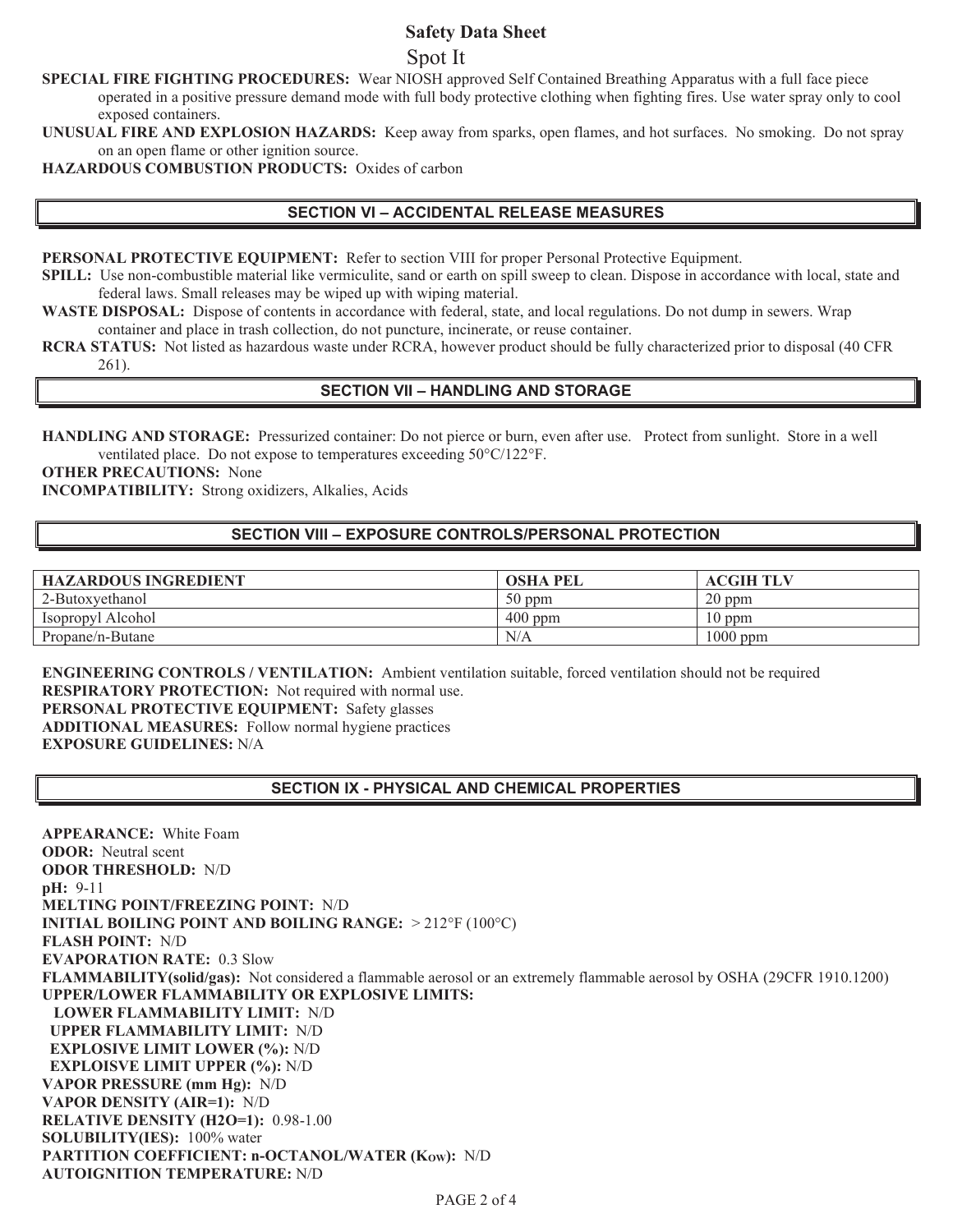**SPECIAL FIRE FIGHTING PROCEDURES:** Wear NIOSH approved Self Contained Breathing Apparatus with a full face piece operated in a positive pressure demand mode with full body protective clothing when fighting fires. Use water spray only to cool exposed containers.

**UNUSUAL FIRE AND EXPLOSION HAZARDS:** Keep away from sparks, open flames, and hot surfaces. No smoking. Do not spray on an open flame or other ignition source.

**HAZARDOUS COMBUSTION PRODUCTS:** Oxides of carbon

## SECTION VI – ACCIDENTAL RELEASE MEASURES

**PERSONAL PROTECTIVE EQUIPMENT:** Refer to section VIII for proper Personal Protective Equipment.

**SPILL:** Use non-combustible material like vermiculite, sand or earth on spill sweep to clean. Dispose in accordance with local, state and federal laws. Small releases may be wiped up with wiping material.

**WASTE DISPOSAL:** Dispose of contents in accordance with federal, state, and local regulations. Do not dump in sewers. Wrap container and place in trash collection, do not puncture, incinerate, or reuse container.

**RCRA STATUS:** Not listed as hazardous waste under RCRA, however product should be fully characterized prior to disposal (40 CFR 261).

## SECTION VII – HANDLING AND STORAGE

**HANDLING AND STORAGE:** Pressurized container: Do not pierce or burn, even after use. Protect from sunlight. Store in a well ventilated place. Do not expose to temperatures exceeding 50°C/122°F.

**OTHER PRECAUTIONS:** None

**INCOMPATIBILITY:** Strong oxidizers, Alkalies, Acids

## SECTION VIII – EXPOSURE CONTROLS/PERSONAL PROTECTION

| HAZARDOUS INGREDIENT | OSHA PEL | ACGIH TLV |
|---|---|---|
| 2-Butoxyethanol | 50 ppm | 20 ppm |
| Isopropyl Alcohol | 400 ppm | 10 ppm |
| Propane/n-Butane | N/A | 1000 ppm |

**ENGINEERING CONTROLS / VENTILATION:** Ambient ventilation suitable, forced ventilation should not be required

**RESPIRATORY PROTECTION:** Not required with normal use.

**PERSONAL PROTECTIVE EQUIPMENT:** Safety glasses

**ADDITIONAL MEASURES:** Follow normal hygiene practices

**EXPOSURE GUIDELINES:** N/A

## SECTION IX - PHYSICAL AND CHEMICAL PROPERTIES

**APPEARANCE:** White Foam

**ODOR:** Neutral scent

**ODOR THRESHOLD:** N/D

**pH:** 9-11

**MELTING POINT/FREEZING POINT:** N/D

**INITIAL BOILING POINT AND BOILING RANGE:** > 212°F (100°C)

**FLASH POINT:** N/D

**EVAPORATION RATE:** 0.3 Slow

**FLAMMABILITY(solid/gas):** Not considered a flammable aerosol or an extremely flammable aerosol by OSHA (29CFR 1910.1200)

**UPPER/LOWER FLAMMABILITY OR EXPLOSIVE LIMITS:**

**LOWER FLAMMABILITY LIMIT:** N/D

**UPPER FLAMMABILITY LIMIT:** N/D

**EXPLOSIVE LIMIT LOWER (%):** N/D

**EXPLOISVE LIMIT UPPER (%):** N/D

**VAPOR PRESSURE (mm Hg):** N/D

**VAPOR DENSITY (AIR=1):** N/D

**RELATIVE DENSITY (H2O=1):** 0.98-1.00

**SOLUBILITY(IES):** 100% water

**PARTITION COEFFICIENT: n-OCTANOL/WATER ($K_{OW}$):** N/D

**AUTOIGNITION TEMPERATURE:** N/D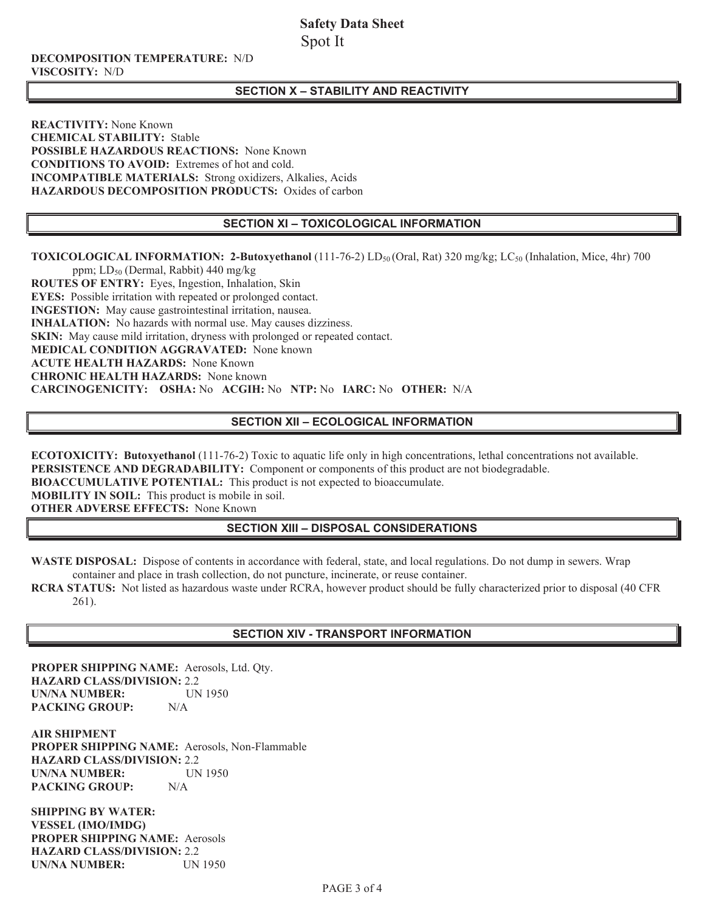**DECOMPOSITION TEMPERATURE:** N/D
**VISCOSITY:** N/D

## SECTION X – STABILITY AND REACTIVITY

**REACTIVITY:** None Known
**CHEMICAL STABILITY:** Stable
**POSSIBLE HAZARDOUS REACTIONS:** None Known
**CONDITIONS TO AVOID:** Extremes of hot and cold.
**INCOMPATIBLE MATERIALS:** Strong oxidizers, Alkalies, Acids
**HAZARDOUS DECOMPOSITION PRODUCTS:** Oxides of carbon

## SECTION XI – TOXICOLOGICAL INFORMATION

**TOXICOLOGICAL INFORMATION:** **2-Butoxyethanol** (111-76-2) $LD_{50}$ (Oral, Rat) 320 mg/kg; $LC_{50}$ (Inhalation, Mice, 4hr) 700 ppm; $LD_{50}$ (Dermal, Rabbit) 440 mg/kg
**ROUTES OF ENTRY:** Eyes, Ingestion, Inhalation, Skin
**EYES:** Possible irritation with repeated or prolonged contact.
**INGESTION:** May cause gastrointestinal irritation, nausea.
**INHALATION:** No hazards with normal use. May causes dizziness.
**SKIN:** May cause mild irritation, dryness with prolonged or repeated contact.
**MEDICAL CONDITION AGGRAVATED:** None known
**ACUTE HEALTH HAZARDS:** None Known
**CHRONIC HEALTH HAZARDS:** None known
**CARCINOGENICITY:** **OSHA:** No **ACGIH:** No **NTP:** No **IARC:** No **OTHER:** N/A

## SECTION XII – ECOLOGICAL INFORMATION

**ECOTOXICITY:** **Butoxyethanol** (111-76-2) Toxic to aquatic life only in high concentrations, lethal concentrations not available.
**PERSISTENCE AND DEGRADABILITY:** Component or components of this product are not biodegradable.
**BIOACCUMULATIVE POTENTIAL:** This product is not expected to bioaccumulate.
**MOBILITY IN SOIL:** This product is mobile in soil.
**OTHER ADVERSE EFFECTS:** None Known

## SECTION XIII – DISPOSAL CONSIDERATIONS

**WASTE DISPOSAL:** Dispose of contents in accordance with federal, state, and local regulations. Do not dump in sewers. Wrap container and place in trash collection, do not puncture, incinerate, or reuse container.
**RCRA STATUS:** Not listed as hazardous waste under RCRA, however product should be fully characterized prior to disposal (40 CFR 261).

## SECTION XIV - TRANSPORT INFORMATION

**PROPER SHIPPING NAME:** Aerosols, Ltd. Qty.
**HAZARD CLASS/DIVISION:** 2.2
**UN/NA NUMBER:** UN 1950
**PACKING GROUP:** N/A

**AIR SHIPMENT**
**PROPER SHIPPING NAME:** Aerosols, Non-Flammable
**HAZARD CLASS/DIVISION:** 2.2
**UN/NA NUMBER:** UN 1950
**PACKING GROUP:** N/A

**SHIPPING BY WATER:**
**VESSEL (IMO/IMDG)**
**PROPER SHIPPING NAME:** Aerosols
**HAZARD CLASS/DIVISION:** 2.2
**UN/NA NUMBER:** UN 1950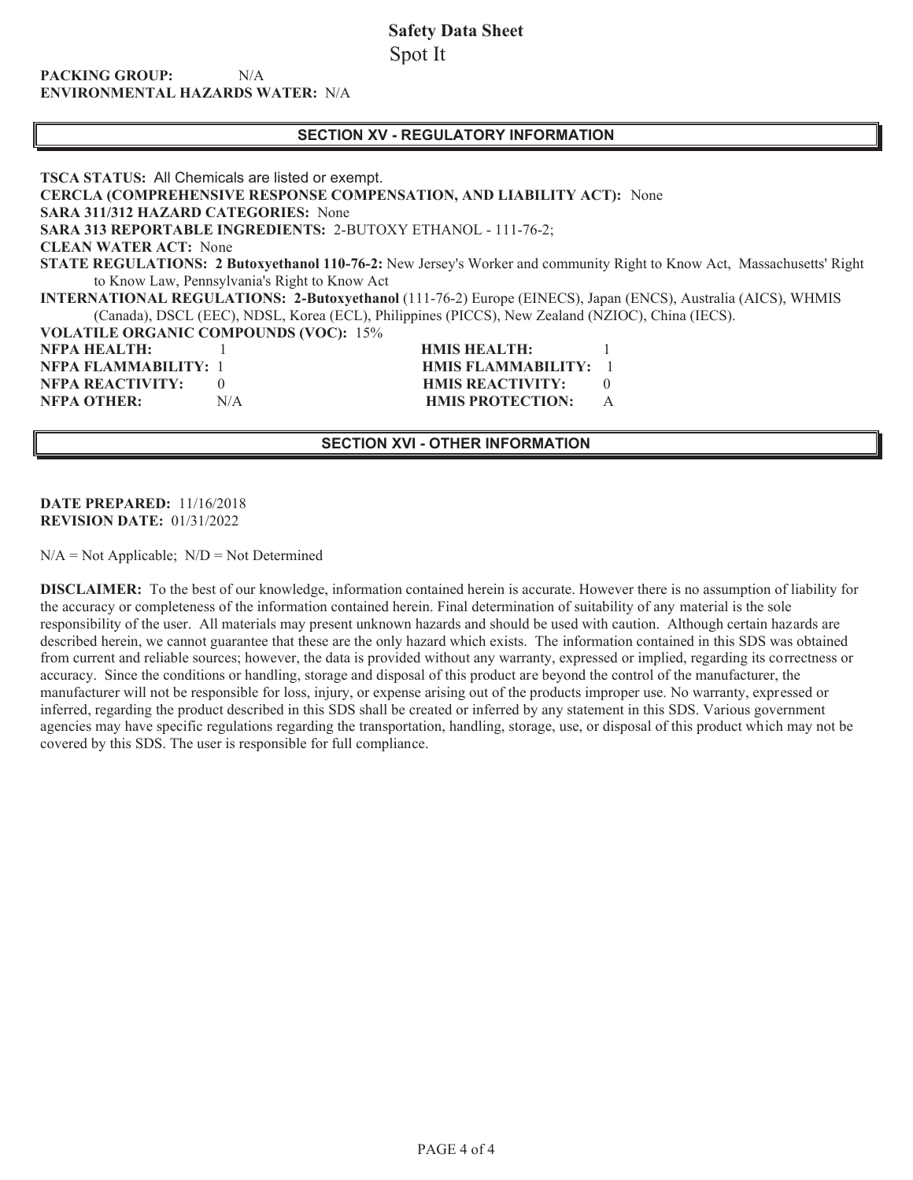**PACKING GROUP:** N/A
**ENVIRONMENTAL HAZARDS WATER:** N/A

## SECTION XV - REGULATORY INFORMATION

**TSCA STATUS:** All Chemicals are listed or exempt.
**CERCLA (COMPREHENSIVE RESPONSE COMPENSATION, AND LIABILITY ACT):** None
**SARA 311/312 HAZARD CATEGORIES:** None
**SARA 313 REPORTABLE INGREDIENTS:** 2-BUTOXY ETHANOL - 111-76-2;
**CLEAN WATER ACT:** None
**STATE REGULATIONS: 2 Butoxyethanol 110-76-2:** New Jersey's Worker and community Right to Know Act, Massachusetts' Right to Know Law, Pennsylvania's Right to Know Act
**INTERNATIONAL REGULATIONS: 2-Butoxyethanol** (111-76-2) Europe (EINECS), Japan (ENCS), Australia (AICS), WHMIS (Canada), DSCL (EEC), NDSL, Korea (ECL), Philippines (PICCS), New Zealand (NZIOC), China (IECS).
**VOLATILE ORGANIC COMPOUNDS (VOC):** 15%

| | | | |
|---|---|---|---|
| **NFPA HEALTH:** | 1 | **HMIS HEALTH:** | 1 |
| **NFPA FLAMMABILITY:** | 1 | **HMIS FLAMMABILITY:** | 1 |
| **NFPA REACTIVITY:** | 0 | **HMIS REACTIVITY:** | 0 |
| **NFPA OTHER:** | N/A | **HMIS PROTECTION:** | A |

## SECTION XVI - OTHER INFORMATION

**DATE PREPARED:** 11/16/2018
**REVISION DATE:** 01/31/2022

N/A = Not Applicable; N/D = Not Determined

**DISCLAIMER:** To the best of our knowledge, information contained herein is accurate. However there is no assumption of liability for the accuracy or completeness of the information contained herein. Final determination of suitability of any material is the sole responsibility of the user. All materials may present unknown hazards and should be used with caution. Although certain hazards are described herein, we cannot guarantee that these are the only hazard which exists. The information contained in this SDS was obtained from current and reliable sources; however, the data is provided without any warranty, expressed or implied, regarding its correctness or accuracy. Since the conditions or handling, storage and disposal of this product are beyond the control of the manufacturer, the manufacturer will not be responsible for loss, injury, or expense arising out of the products improper use. No warranty, expressed or inferred, regarding the product described in this SDS shall be created or inferred by any statement in this SDS. Various government agencies may have specific regulations regarding the transportation, handling, storage, use, or disposal of this product which may not be covered by this SDS. The user is responsible for full compliance.